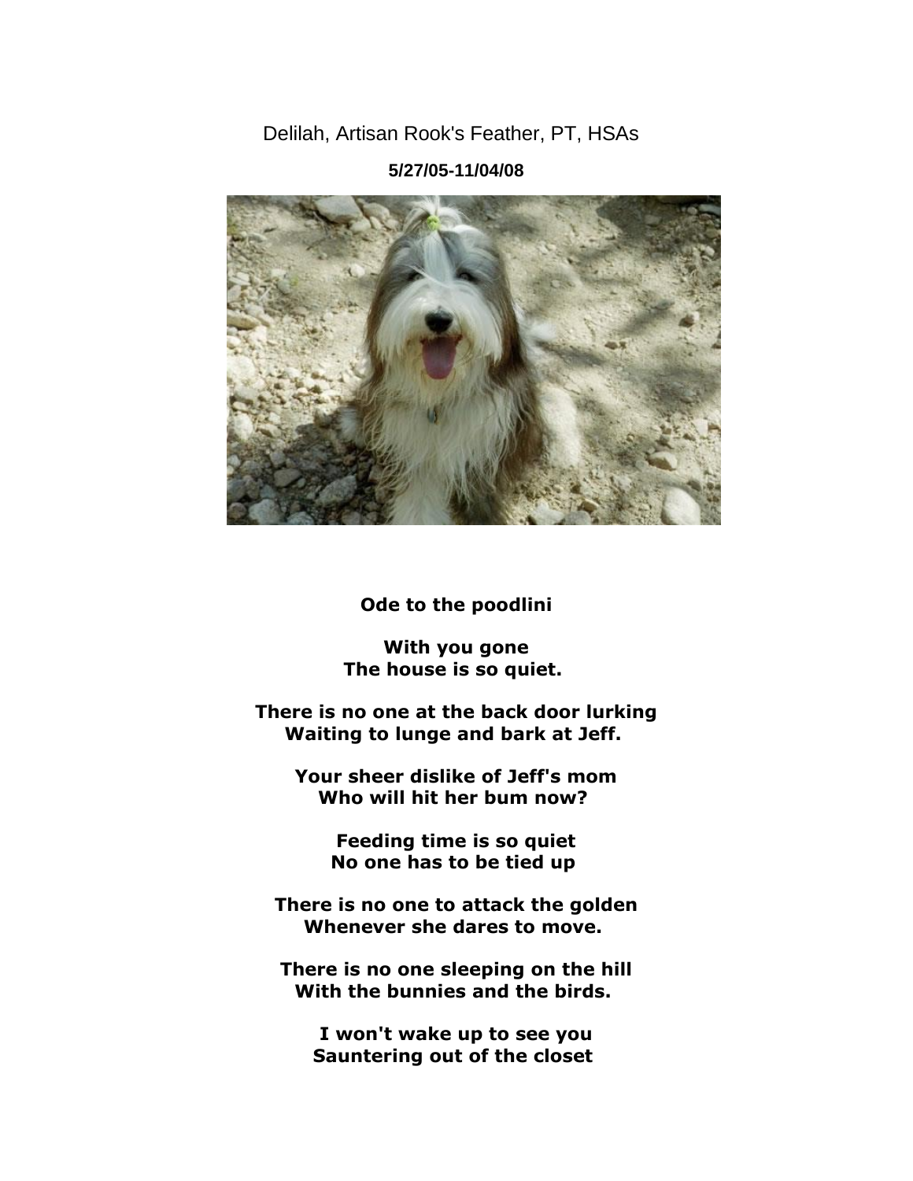Delilah, Artisan Rook's Feather, PT, HSAs

**5/27/05-11/04/08**

**Ode to the poodlini**

**With you gone**
**The house is so quiet.**

**There is no one at the back door lurking**
**Waiting to lunge and bark at Jeff.**

**Your sheer dislike of Jeff's mom**
**Who will hit her bum now?**

**Feeding time is so quiet**
**No one has to be tied up**

**There is no one to attack the golden**
**Whenever she dares to move.**

**There is no one sleeping on the hill**
**With the bunnies and the birds.**

**I won't wake up to see you**
**Sauntering out of the closet**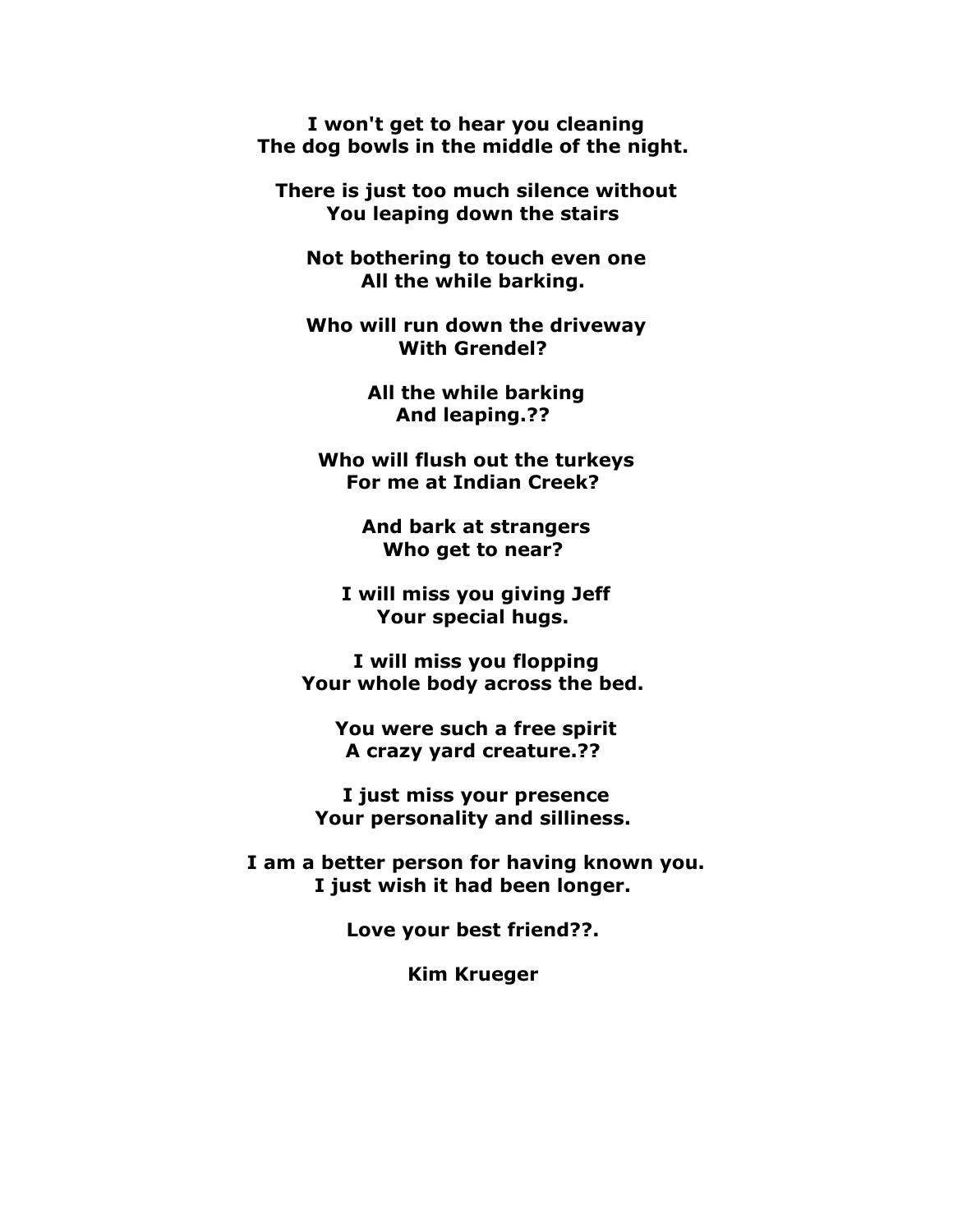**I won't get to hear you cleaning**
**The dog bowls in the middle of the night.**

**There is just too much silence without**
**You leaping down the stairs**

**Not bothering to touch even one**
**All the while barking.**

**Who will run down the driveway**
**With Grendel?**

**All the while barking**
**And leaping.??**

**Who will flush out the turkeys**
**For me at Indian Creek?**

**And bark at strangers**
**Who get to near?**

**I will miss you giving Jeff**
**Your special hugs.**

**I will miss you flopping**
**Your whole body across the bed.**

**You were such a free spirit**
**A crazy yard creature.??**

**I just miss your presence**
**Your personality and silliness.**

**I am a better person for having known you.**
**I just wish it had been longer.**

**Love your best friend??.**

**Kim Krueger**